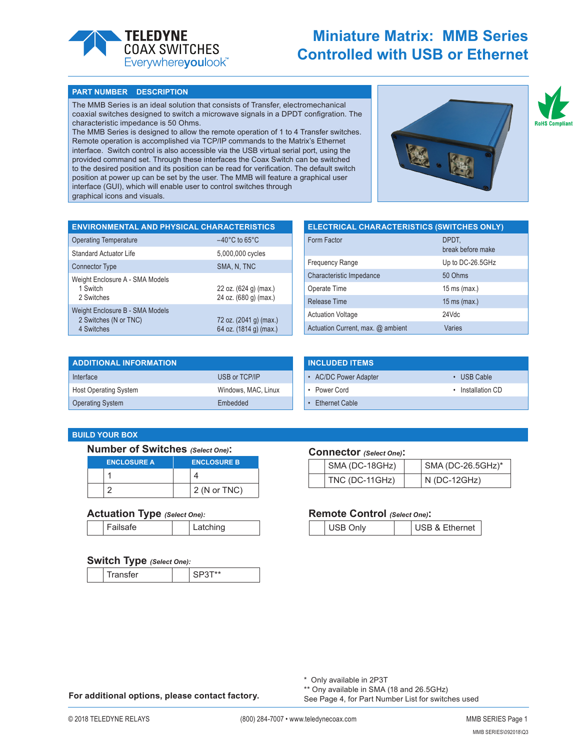# Miniature Matrix: MMB Series
# Controlled with USB or Ethernet

## PART NUMBER DESCRIPTION

The MMB Series is an ideal solution that consists of Transfer, electromechanical coaxial switches designed to switch a microwave signals in a DPDT configuration. The characteristic impedance is 50 Ohms.
The MMB Series is designed to allow the remote operation of 1 to 4 Transfer switches. Remote operation is accomplished via TCP/IP commands to the Matrix's Ethernet interface. Switch control is also accessible via the USB virtual serial port, using the provided command set. Through these interfaces the Coax Switch can be switched to the desired position and its position can be read for verification. The default switch position at power up can be set by the user. The MMB will feature a graphical user interface (GUI), which will enable user to control switches through graphical icons and visuals.

RoHS Compliant

## ENVIRONMENTAL AND PHYSICAL CHARACTERISTICS

| | |
|---|---|
| Operating Temperature | −40°C to 65°C |
| Standard Actuator Life | 5,000,000 cycles |
| Connector Type | SMA, N, TNC |
| Weight Enclosure A - SMA Models | |
| 1 Switch | 22 oz. (624 g) (max.) |
| 2 Switches | 24 oz. (680 g) (max.) |
| Weight Enclosure B - SMA Models | |
| 2 Switches (N or TNC) | 72 oz. (2041 g) (max.) |
| 4 Switches | 64 oz. (1814 g) (max.) |

## ELECTRICAL CHARACTERISTICS (SWITCHES ONLY)

| | |
|---|---|
| Form Factor | DPDT, break before make |
| Frequency Range | Up to DC-26.5GHz |
| Characteristic Impedance | 50 Ohms |
| Operate Time | 15 ms (max.) |
| Release Time | 15 ms (max.) |
| Actuation Voltage | 24Vdc |
| Actuation Current, max. @ ambient | Varies |

## ADDITIONAL INFORMATION

| | |
|---|---|
| Interface | USB or TCP/IP |
| Host Operating System | Windows, MAC, Linux |
| Operating System | Embedded |

## INCLUDED ITEMS

- AC/DC Power Adapter
- Power Cord
- Ethernet Cable
- USB Cable
- Installation CD

## BUILD YOUR BOX

### Number of Switches *(Select One)*:

| | ENCLOSURE A | | ENCLOSURE B |
|---|---|---|---|
| | 1 | | 4 |
| | 2 | | 2 (N or TNC) |

### Connector *(Select One)*:

| | | | |
|---|---|---|---|
| | SMA (DC-18GHz) | | SMA (DC-26.5GHz)* |
| | TNC (DC-11GHz) | | N (DC-12GHz) |

### Actuation Type *(Select One)*:

| | | | |
|---|---|---|---|
| | Failsafe | | Latching |

### Remote Control *(Select One)*:

| | | | |
|---|---|---|---|
| | USB Only | | USB & Ethernet |

### Switch Type *(Select One)*:

| | | | |
|---|---|---|---|
| | Transfer | | SP3T** |

**For additional options, please contact factory.**

\* Only available in 2P3T
\** Ony available in SMA (18 and 26.5GHz)
See Page 4, for Part Number List for switches used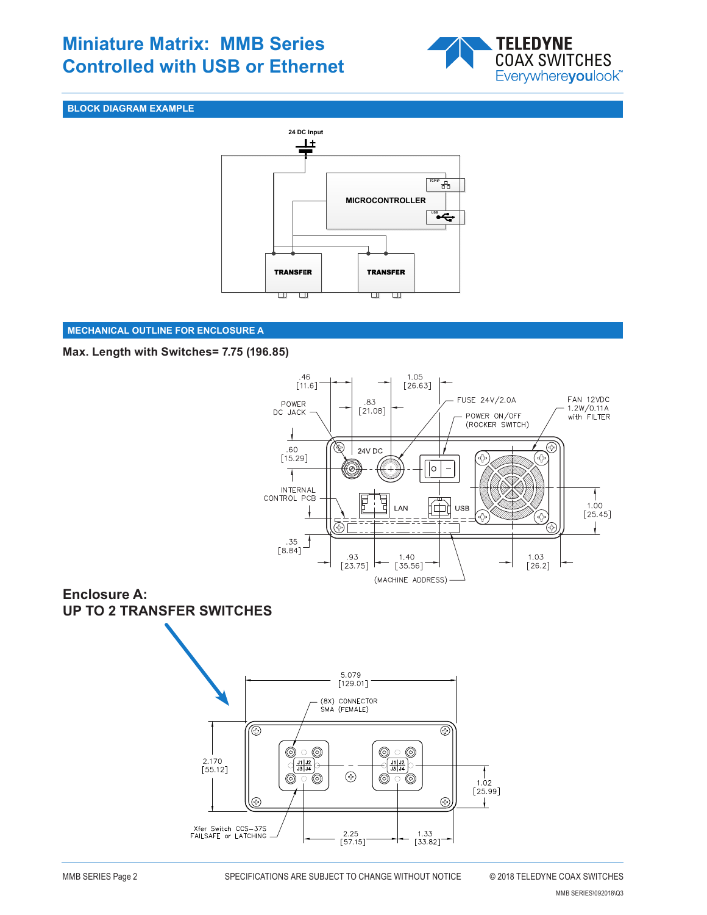# Miniature Matrix: MMB Series Controlled with USB or Ethernet

## BLOCK DIAGRAM EXAMPLE

24 DC Input

MICROCONTROLLER

TCP/IP

USB

TRANSFER

TRANSFER

## MECHANICAL OUTLINE FOR ENCLOSURE A

**Max. Length with Switches= 7.75 (196.85)**

.46 [11.6]

1.05 [26.63]

.83 [21.08]

POWER DC JACK

FUSE 24V/2.0A

POWER ON/OFF (ROCKER SWITCH)

FAN 12VDC 1.2W/0.11A with FILTER

.60 [15.29]

24V DC

INTERNAL CONTROL PCB

LAN

USB

1.00 [25.45]

.35 [8.84]

.93 [23.75]

1.40 [35.56]

1.03 [26.2]

(MACHINE ADDRESS)

**Enclosure A:**
**UP TO 2 TRANSFER SWITCHES**

5.079 [129.01]

(8X) CONNECTOR SMA (FEMALE)

2.170 [55.12]

J1 J2 J3 J4

1.02 [25.99]

Xfer Switch CCS-37S FAILSAFE or LATCHING

2.25 [57.15]

1.33 [33.82]

MMB SERIES Page 2 SPECIFICATIONS ARE SUBJECT TO CHANGE WITHOUT NOTICE © 2018 TELEDYNE COAX SWITCHES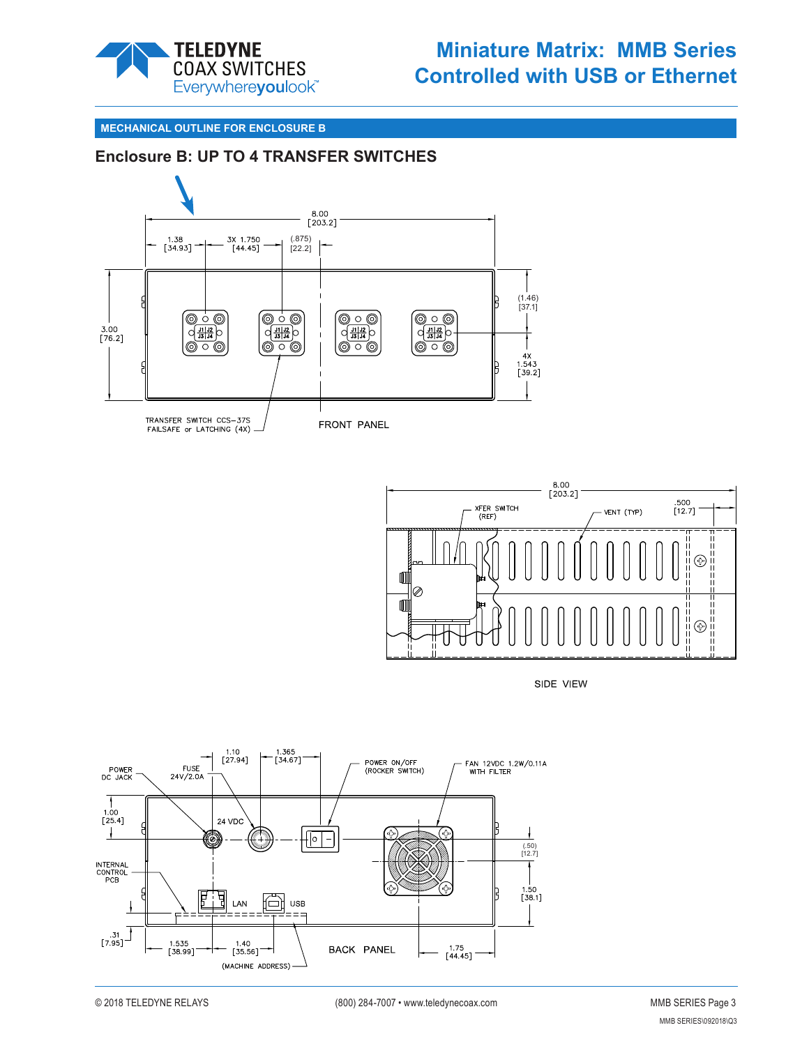## MECHANICAL OUTLINE FOR ENCLOSURE B

### Enclosure B: UP TO 4 TRANSFER SWITCHES

8.00 [203.2]

1.38 [34.93] 3X 1.750 [44.45] (.875) [22.2]

3.00 [76.2]

(1.46) [37.1]

4X 1.543 [39.2]

J1 J2 J3 J4

TRANSFER SWITCH CCS-37S FAILSAFE or LATCHING (4X)

FRONT PANEL

8.00 [203.2]

XFER SWITCH (REF)

VENT (TYP)

.500 [12.7]

SIDE VIEW

POWER DC JACK

FUSE 24V/2.0A

1.10 [27.94]

1.365 [34.67]

POWER ON/OFF (ROCKER SWITCH)

FAN 12VDC 1.2W/0.11A WITH FILTER

1.00 [25.4]

24 VDC

(.50) [12.7]

INTERNAL CONTROL PCB

LAN

USB

1.50 [38.1]

.31 [7.95]

1.535 [38.99]

1.40 [35.56]

(MACHINE ADDRESS)

BACK PANEL

1.75 [44.45]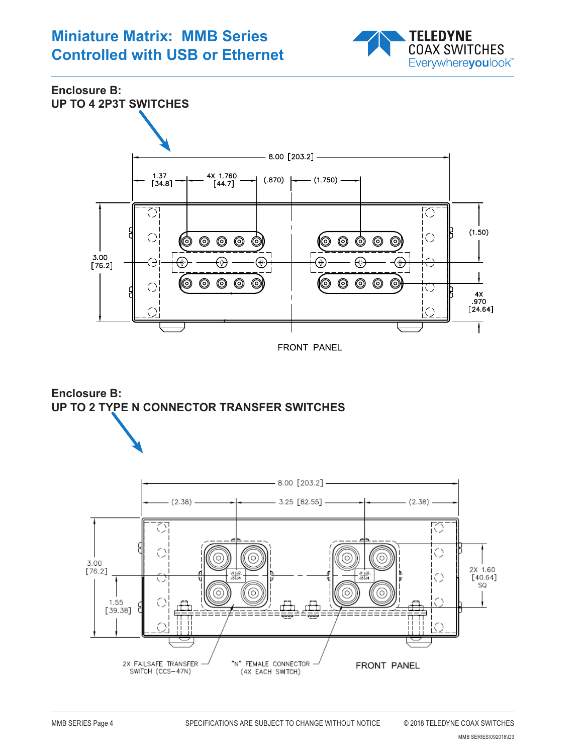## Enclosure B:
## UP TO 4 2P3T SWITCHES

8.00 [203.2]

1.37 [34.8]

4X 1.760 [44.7]

(.870)

(1.750)

3.00 [76.2]

(1.50)

4X .970 [24.64]

FRONT PANEL

## Enclosure B:
## UP TO 2 TYPE N CONNECTOR TRANSFER SWITCHES

8.00 [203.2]

(2.38)

3.25 [82.55]

(2.38)

3.00 [76.2]

1.55 [39.38]

2X 1.60 [40.64] SQ

2X FAILSAFE TRANSFER SWITCH (CCS-47N)

"N" FEMALE CONNECTOR (4X EACH SWITCH)

FRONT PANEL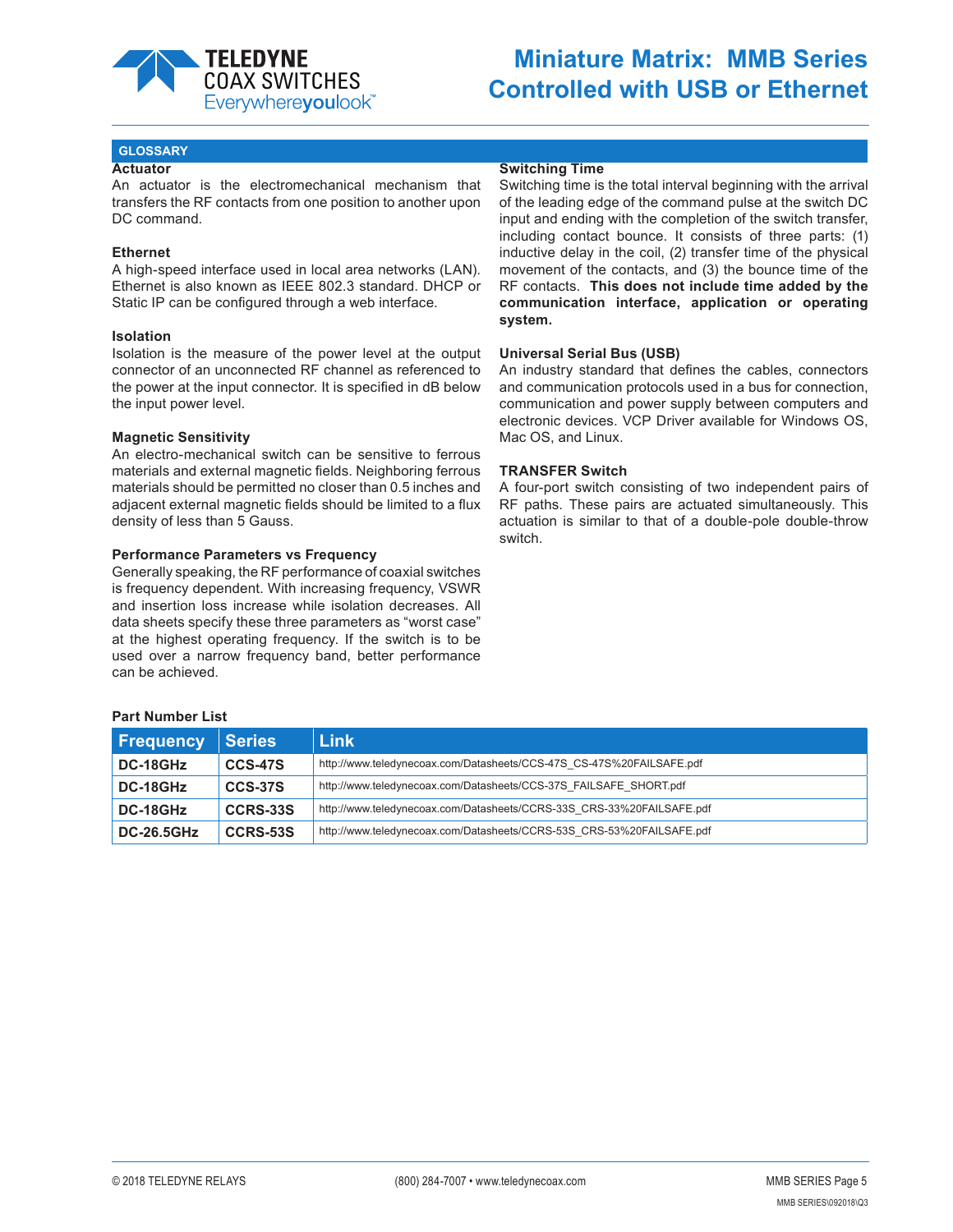## GLOSSARY

### Actuator

An actuator is the electromechanical mechanism that transfers the RF contacts from one position to another upon DC command.

### Ethernet

A high-speed interface used in local area networks (LAN). Ethernet is also known as IEEE 802.3 standard. DHCP or Static IP can be configured through a web interface.

### Isolation

Isolation is the measure of the power level at the output connector of an unconnected RF channel as referenced to the power at the input connector. It is specified in dB below the input power level.

### Magnetic Sensitivity

An electro-mechanical switch can be sensitive to ferrous materials and external magnetic fields. Neighboring ferrous materials should be permitted no closer than 0.5 inches and adjacent external magnetic fields should be limited to a flux density of less than 5 Gauss.

### Performance Parameters vs Frequency

Generally speaking, the RF performance of coaxial switches is frequency dependent. With increasing frequency, VSWR and insertion loss increase while isolation decreases. All data sheets specify these three parameters as "worst case" at the highest operating frequency. If the switch is to be used over a narrow frequency band, better performance can be achieved.

### Switching Time

Switching time is the total interval beginning with the arrival of the leading edge of the command pulse at the switch DC input and ending with the completion of the switch transfer, including contact bounce. It consists of three parts: (1) inductive delay in the coil, (2) transfer time of the physical movement of the contacts, and (3) the bounce time of the RF contacts. **This does not include time added by the communication interface, application or operating system.**

### Universal Serial Bus (USB)

An industry standard that defines the cables, connectors and communication protocols used in a bus for connection, communication and power supply between computers and electronic devices. VCP Driver available for Windows OS, Mac OS, and Linux.

### TRANSFER Switch

A four-port switch consisting of two independent pairs of RF paths. These pairs are actuated simultaneously. This actuation is similar to that of a double-pole double-throw switch.

### Part Number List

| Frequency | Series | Link |
|---|---|---|
| DC-18GHz | CCS-47S | http://www.teledynecoax.com/Datasheets/CCS-47S_CS-47S%20FAILSAFE.pdf |
| DC-18GHz | CCS-37S | http://www.teledynecoax.com/Datasheets/CCS-37S_FAILSAFE_SHORT.pdf |
| DC-18GHz | CCRS-33S | http://www.teledynecoax.com/Datasheets/CCRS-33S_CRS-33%20FAILSAFE.pdf |
| DC-26.5GHz | CCRS-53S | http://www.teledynecoax.com/Datasheets/CCRS-53S_CRS-53%20FAILSAFE.pdf |